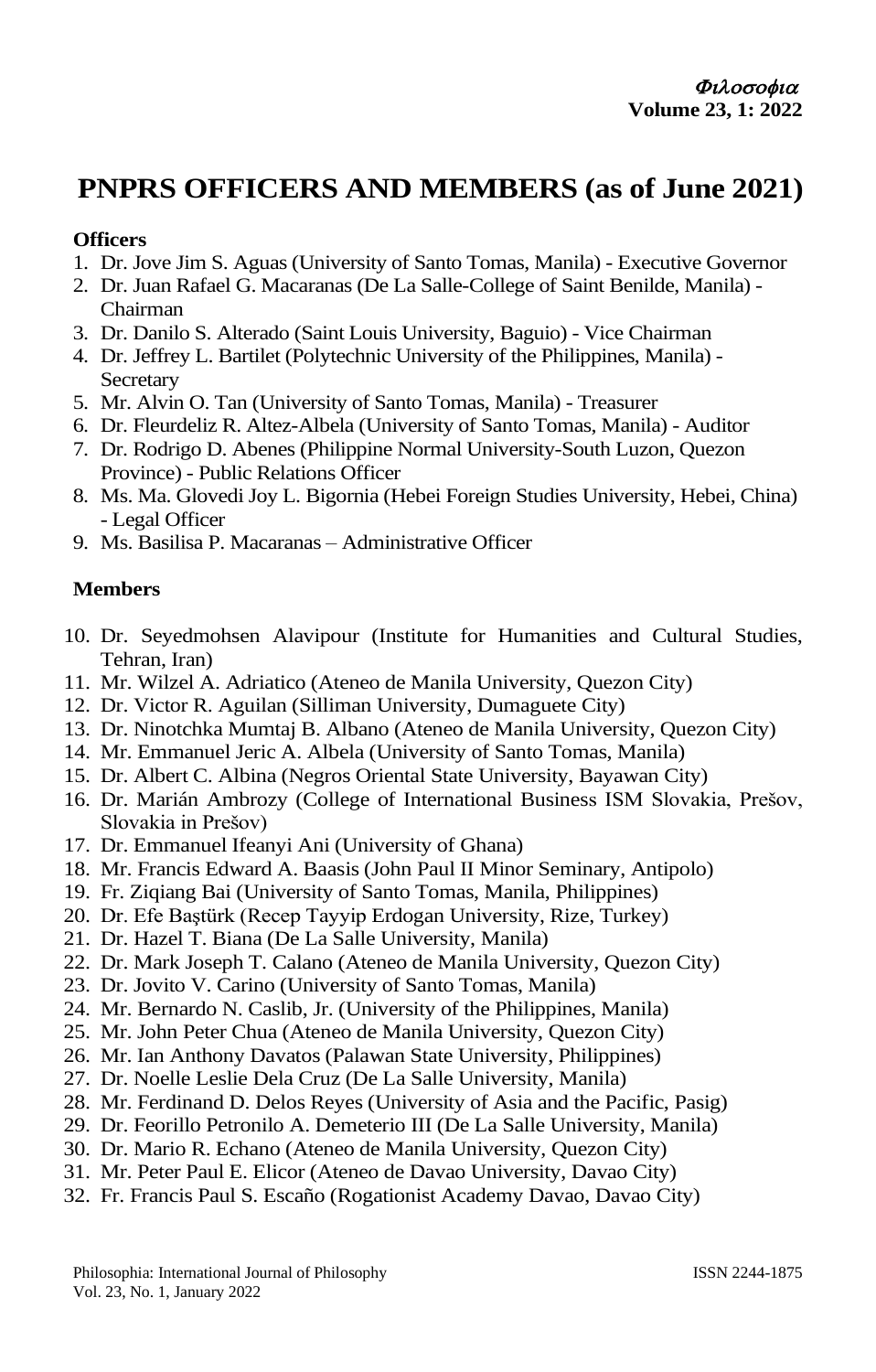# PNPRS OFFICERS AND MEMBERS (as of June 2021)

**Officers**

1. Dr. Jove Jim S. Aguas (University of Santo Tomas, Manila) - Executive Governor
2. Dr. Juan Rafael G. Macaranas (De La Salle-College of Saint Benilde, Manila) - Chairman
3. Dr. Danilo S. Alterado (Saint Louis University, Baguio) - Vice Chairman
4. Dr. Jeffrey L. Bartilet (Polytechnic University of the Philippines, Manila) - Secretary
5. Mr. Alvin O. Tan (University of Santo Tomas, Manila) - Treasurer
6. Dr. Fleurdeliz R. Altez-Albela (University of Santo Tomas, Manila) - Auditor
7. Dr. Rodrigo D. Abenes (Philippine Normal University-South Luzon, Quezon Province) - Public Relations Officer
8. Ms. Ma. Glovedi Joy L. Bigornia (Hebei Foreign Studies University, Hebei, China) - Legal Officer
9. Ms. Basilisa P. Macaranas – Administrative Officer

**Members**

10. Dr. Seyedmohsen Alavipour (Institute for Humanities and Cultural Studies, Tehran, Iran)
11. Mr. Wilzel A. Adriatico (Ateneo de Manila University, Quezon City)
12. Dr. Victor R. Aguilan (Silliman University, Dumaguete City)
13. Dr. Ninotchka Mumtaj B. Albano (Ateneo de Manila University, Quezon City)
14. Mr. Emmanuel Jeric A. Albela (University of Santo Tomas, Manila)
15. Dr. Albert C. Albina (Negros Oriental State University, Bayawan City)
16. Dr. Marián Ambrozy (College of International Business ISM Slovakia, Prešov, Slovakia in Prešov)
17. Dr. Emmanuel Ifeanyi Ani (University of Ghana)
18. Mr. Francis Edward A. Baasis (John Paul II Minor Seminary, Antipolo)
19. Fr. Ziqiang Bai (University of Santo Tomas, Manila, Philippines)
20. Dr. Efe Baştürk (Recep Tayyip Erdogan University, Rize, Turkey)
21. Dr. Hazel T. Biana (De La Salle University, Manila)
22. Dr. Mark Joseph T. Calano (Ateneo de Manila University, Quezon City)
23. Dr. Jovito V. Carino (University of Santo Tomas, Manila)
24. Mr. Bernardo N. Caslib, Jr. (University of the Philippines, Manila)
25. Mr. John Peter Chua (Ateneo de Manila University, Quezon City)
26. Mr. Ian Anthony Davatos (Palawan State University, Philippines)
27. Dr. Noelle Leslie Dela Cruz (De La Salle University, Manila)
28. Mr. Ferdinand D. Delos Reyes (University of Asia and the Pacific, Pasig)
29. Dr. Feorillo Petronilo A. Demeterio III (De La Salle University, Manila)
30. Dr. Mario R. Echano (Ateneo de Manila University, Quezon City)
31. Mr. Peter Paul E. Elicor (Ateneo de Davao University, Davao City)
32. Fr. Francis Paul S. Escaño (Rogationist Academy Davao, Davao City)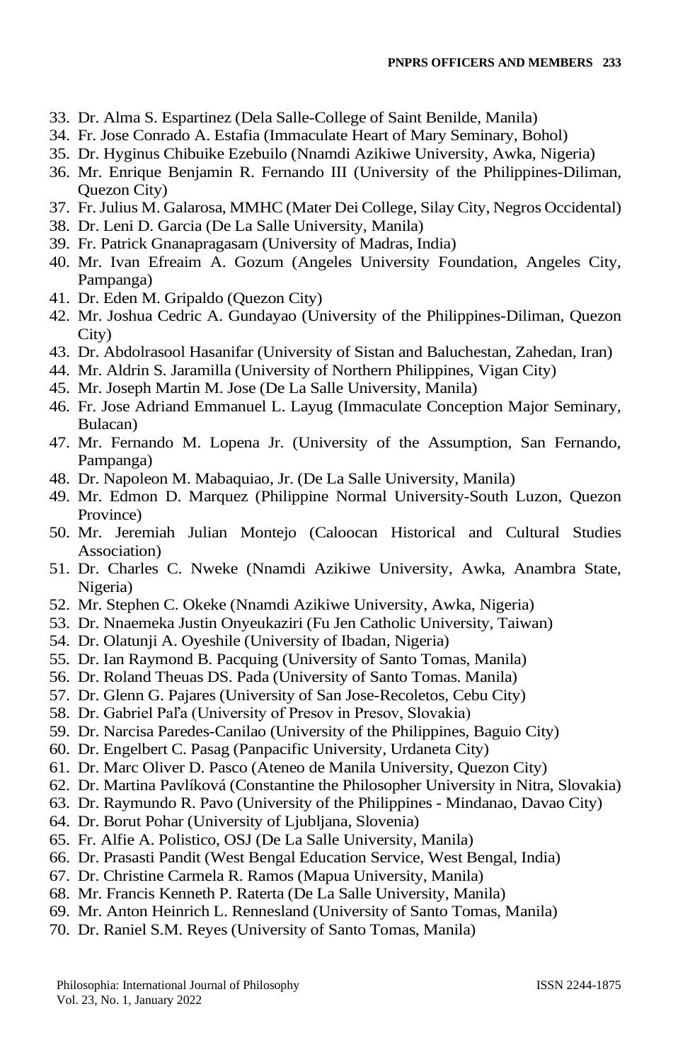33. Dr. Alma S. Espartinez (Dela Salle-College of Saint Benilde, Manila)
34. Fr. Jose Conrado A. Estafia (Immaculate Heart of Mary Seminary, Bohol)
35. Dr. Hyginus Chibuike Ezebuilo (Nnamdi Azikiwe University, Awka, Nigeria)
36. Mr. Enrique Benjamin R. Fernando III (University of the Philippines-Diliman, Quezon City)
37. Fr. Julius M. Galarosa, MMHC (Mater Dei College, Silay City, Negros Occidental)
38. Dr. Leni D. Garcia (De La Salle University, Manila)
39. Fr. Patrick Gnanapragasam (University of Madras, India)
40. Mr. Ivan Efreaim A. Gozum (Angeles University Foundation, Angeles City, Pampanga)
41. Dr. Eden M. Gripaldo (Quezon City)
42. Mr. Joshua Cedric A. Gundayao (University of the Philippines-Diliman, Quezon City)
43. Dr. Abdolrasool Hasanifar (University of Sistan and Baluchestan, Zahedan, Iran)
44. Mr. Aldrin S. Jaramilla (University of Northern Philippines, Vigan City)
45. Mr. Joseph Martin M. Jose (De La Salle University, Manila)
46. Fr. Jose Adriand Emmanuel L. Layug (Immaculate Conception Major Seminary, Bulacan)
47. Mr. Fernando M. Lopena Jr. (University of the Assumption, San Fernando, Pampanga)
48. Dr. Napoleon M. Mabaquiao, Jr. (De La Salle University, Manila)
49. Mr. Edmon D. Marquez (Philippine Normal University-South Luzon, Quezon Province)
50. Mr. Jeremiah Julian Montejo (Caloocan Historical and Cultural Studies Association)
51. Dr. Charles C. Nweke (Nnamdi Azikiwe University, Awka, Anambra State, Nigeria)
52. Mr. Stephen C. Okeke (Nnamdi Azikiwe University, Awka, Nigeria)
53. Dr. Nnaemeka Justin Onyeukaziri (Fu Jen Catholic University, Taiwan)
54. Dr. Olatunji A. Oyeshile (University of Ibadan, Nigeria)
55. Dr. Ian Raymond B. Pacquing (University of Santo Tomas, Manila)
56. Dr. Roland Theuas DS. Pada (University of Santo Tomas. Manila)
57. Dr. Glenn G. Pajares (University of San Jose-Recoletos, Cebu City)
58. Dr. Gabriel Paľa (University of Presov in Presov, Slovakia)
59. Dr. Narcisa Paredes-Canilao (University of the Philippines, Baguio City)
60. Dr. Engelbert C. Pasag (Panpacific University, Urdaneta City)
61. Dr. Marc Oliver D. Pasco (Ateneo de Manila University, Quezon City)
62. Dr. Martina Pavlíková (Constantine the Philosopher University in Nitra, Slovakia)
63. Dr. Raymundo R. Pavo (University of the Philippines - Mindanao, Davao City)
64. Dr. Borut Pohar (University of Ljubljana, Slovenia)
65. Fr. Alfie A. Polistico, OSJ (De La Salle University, Manila)
66. Dr. Prasasti Pandit (West Bengal Education Service, West Bengal, India)
67. Dr. Christine Carmela R. Ramos (Mapua University, Manila)
68. Mr. Francis Kenneth P. Raterta (De La Salle University, Manila)
69. Mr. Anton Heinrich L. Rennesland (University of Santo Tomas, Manila)
70. Dr. Raniel S.M. Reyes (University of Santo Tomas, Manila)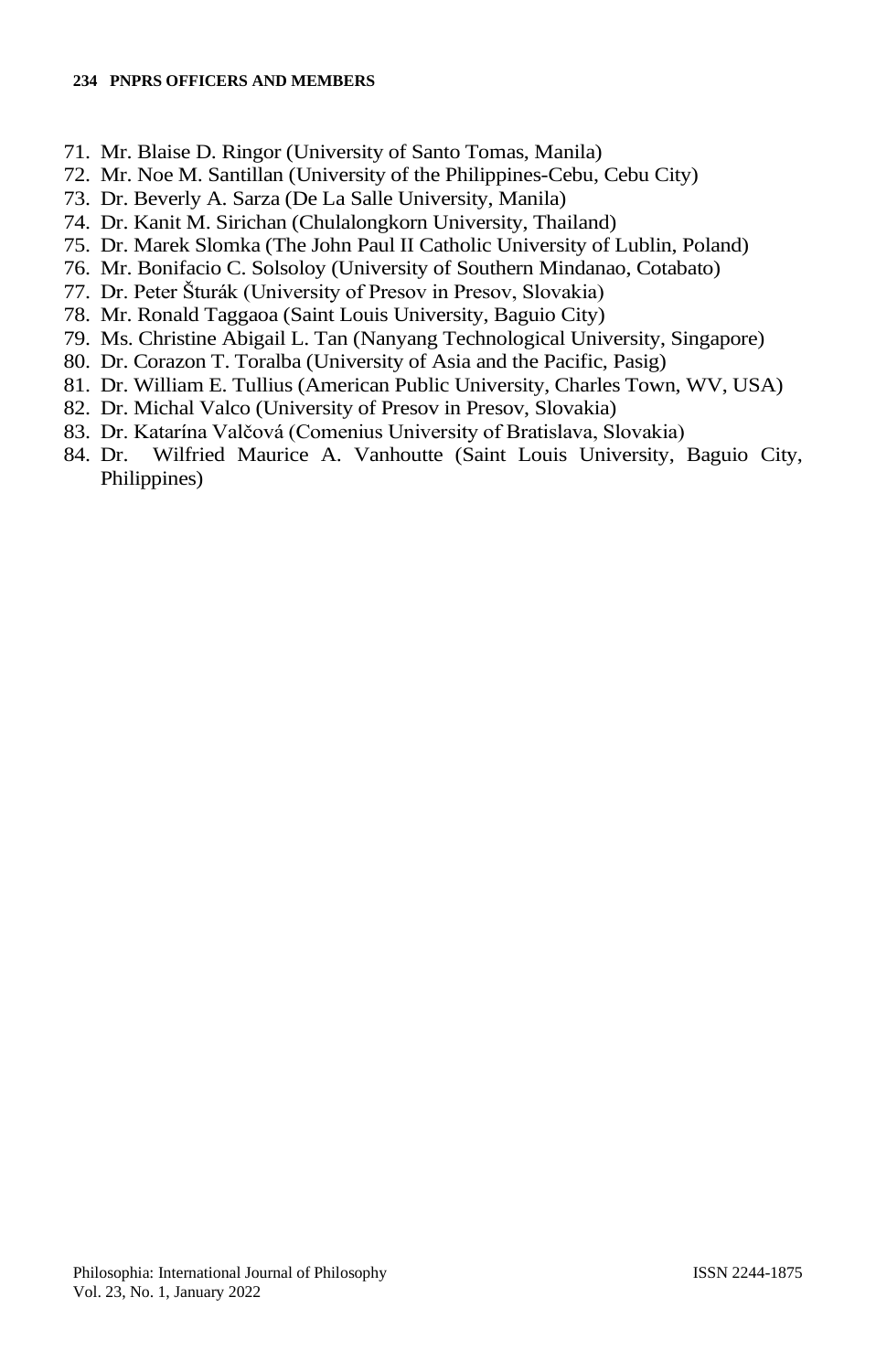71. Mr. Blaise D. Ringor (University of Santo Tomas, Manila)
72. Mr. Noe M. Santillan (University of the Philippines-Cebu, Cebu City)
73. Dr. Beverly A. Sarza (De La Salle University, Manila)
74. Dr. Kanit M. Sirichan (Chulalongkorn University, Thailand)
75. Dr. Marek Slomka (The John Paul II Catholic University of Lublin, Poland)
76. Mr. Bonifacio C. Solsoloy (University of Southern Mindanao, Cotabato)
77. Dr. Peter Šturák (University of Presov in Presov, Slovakia)
78. Mr. Ronald Taggaoa (Saint Louis University, Baguio City)
79. Ms. Christine Abigail L. Tan (Nanyang Technological University, Singapore)
80. Dr. Corazon T. Toralba (University of Asia and the Pacific, Pasig)
81. Dr. William E. Tullius (American Public University, Charles Town, WV, USA)
82. Dr. Michal Valco (University of Presov in Presov, Slovakia)
83. Dr. Katarína Valčová (Comenius University of Bratislava, Slovakia)
84. Dr. Wilfried Maurice A. Vanhoutte (Saint Louis University, Baguio City, Philippines)